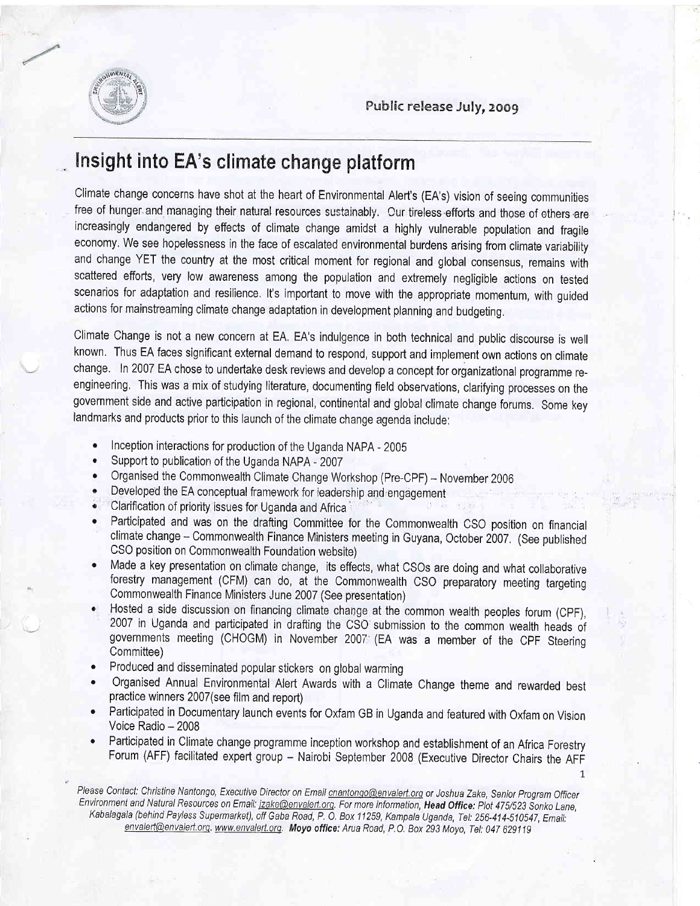Public release July, 2009

# Insight into EA's climate change platform

Climate change concerns have shot at the heart of Environmental Alert's (EA's) vision of seeing communities free of hunger and managing their natural resources sustainably. Our tireless efforts and those of others are increasingly endangered by effects of climate change amidst a highly vulnerable population and fragile economy. We see hopelessness in the face of escalated environmental burdens arising from climate variability and change YET the country at the most critical moment for regional and global consensus, remains with scattered efforts, very low awareness among the population and extremely negligible actions on tested scenarios for adaptation and resilience. It's important to move with the appropriate momentum, with guided actions for mainstreaming climate change adaptation in development planning and budgeting.

Climate Change is not a new concern at EA. EA's indulgence in both technical and public discourse is well known. Thus EA faces significant external demand to respond, support and implement own actions on climate change. In 2007 EA chose to undertake desk reviews and develop a concept for organizational programme re-engineering. This was a mix of studying literature, documenting field observations, clarifying processes on the government side and active participation in regional, continental and global climate change forums. Some key landmarks and products prior to this launch of the climate change agenda include:

- Inception interactions for production of the Uganda NAPA - 2005
- Support to publication of the Uganda NAPA - 2007
- Organised the Commonwealth Climate Change Workshop (Pre-CPF) – November 2006
- Developed the EA conceptual framework for leadership and engagement
- Clarification of priority issues for Uganda and Africa
- Participated and was on the drafting Committee for the Commonwealth CSO position on financial climate change – Commonwealth Finance Ministers meeting in Guyana, October 2007. (See published CSO position on Commonwealth Foundation website)
- Made a key presentation on climate change, its effects, what CSOs are doing and what collaborative forestry management (CFM) can do, at the Commonwealth CSO preparatory meeting targeting Commonwealth Finance Ministers June 2007 (See presentation)
- Hosted a side discussion on financing climate change at the common wealth peoples forum (CPF), 2007 in Uganda and participated in drafting the CSO submission to the common wealth heads of governments meeting (CHOGM) in November 2007 (EA was a member of the CPF Steering Committee)
- Produced and disseminated popular stickers on global warming
- Organised Annual Environmental Alert Awards with a Climate Change theme and rewarded best practice winners 2007(see film and report)
- Participated in Documentary launch events for Oxfam GB in Uganda and featured with Oxfam on Vision Voice Radio – 2008
- Participated in Climate change programme inception workshop and establishment of an Africa Forestry Forum (AFF) facilitated expert group – Nairobi September 2008 (Executive Director Chairs the AFF

Please Contact: Christine Nantongo, Executive Director on Email cnantongo@envalert.org or Joshua Zake, Senior Program Officer Environment and Natural Resources on Email: jzake@envalert.org. For more information, **Head Office:** Plot 475/523 Sonko Lane, Kabalagala (behind Payless Supermarket), off Gaba Road, P. O. Box 11259, Kampala Uganda, Tel: 256-414-510547, Email: envalert@envalert.org. www.envalert.org. **Moyo office:** Arua Road, P.O. Box 293 Moyo, Tel: 047 629119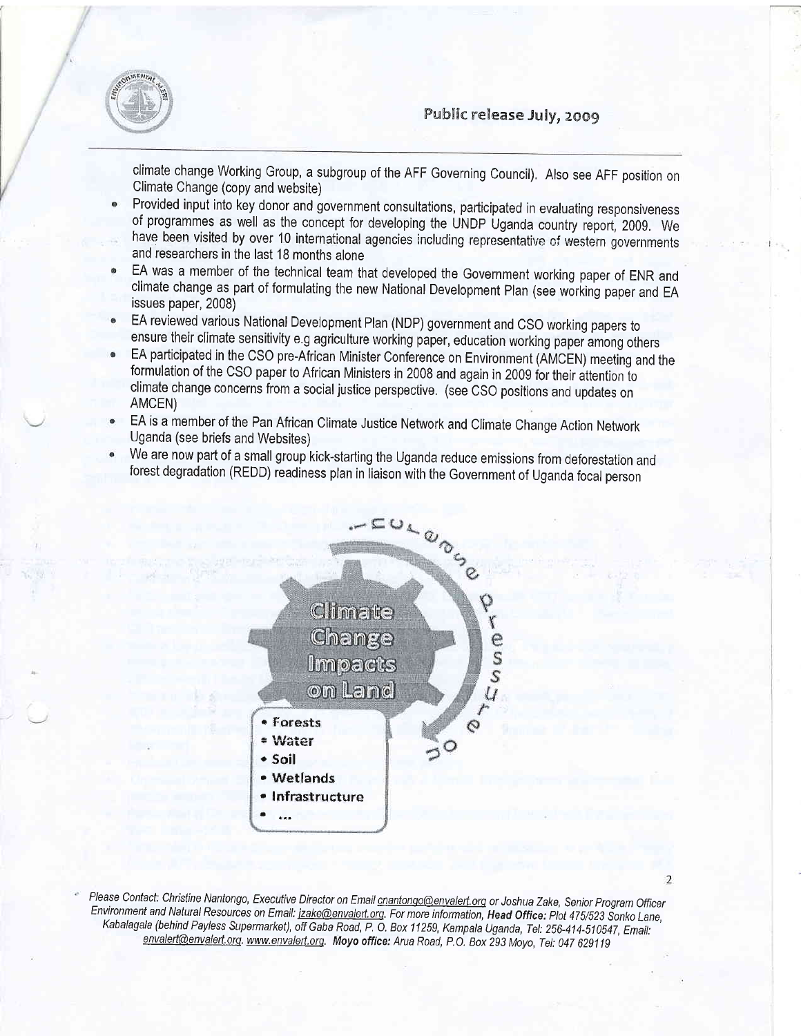climate change Working Group, a subgroup of the AFF Governing Council). Also see AFF position on Climate Change (copy and website)

- Provided input into key donor and government consultations, participated in evaluating responsiveness of programmes as well as the concept for developing the UNDP Uganda country report, 2009. We have been visited by over 10 international agencies including representative of western governments and researchers in the last 18 months alone
- EA was a member of the technical team that developed the Government working paper of ENR and climate change as part of formulating the new National Development Plan (see working paper and EA issues paper, 2008)
- EA reviewed various National Development Plan (NDP) government and CSO working papers to ensure their climate sensitivity e.g agriculture working paper, education working paper among others
- EA participated in the CSO pre-African Minister Conference on Environment (AMCEN) meeting and the formulation of the CSO paper to African Ministers in 2008 and again in 2009 for their attention to climate change concerns from a social justice perspective. (see CSO positions and updates on AMCEN)
- EA is a member of the Pan African Climate Justice Network and Climate Change Action Network Uganda (see briefs and Websites)
- We are now part of a small group kick-starting the Uganda reduce emissions from deforestation and forest degradation (REDD) readiness plan in liaison with the Government of Uganda focal person

Climate Change Impacts on Land

Land use pressure

- Forests
- Water
- Soil
- Wetlands
- Infrastructure
- ...

*Please Contact: Christine Nantongo, Executive Director on Email cnantongo@envalert.org or Joshua Zake, Senior Program Officer Environment and Natural Resources on Email: jzake@envalert.org. For more information, **Head Office:** Plot 475/523 Sonko Lane, Kabalagala (behind Payless Supermarket), off Gaba Road, P. O. Box 11259, Kampala Uganda, Tel: 256-414-510547, Email: envalert@envalert.org. www.envalert.org. **Moyo office:** Arua Road, P.O. Box 293 Moyo, Tel: 047 629119*